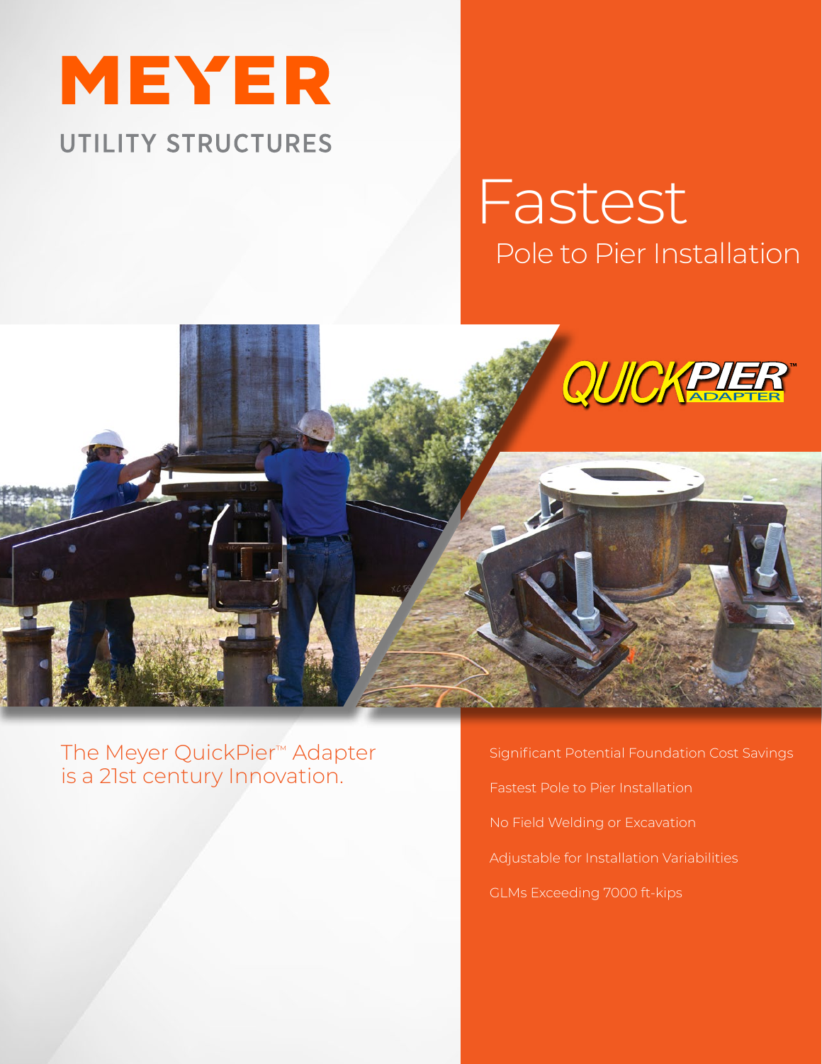# MEYER

UTILITY STRUCTURES

# Fastest

## Pole to Pier Installation

QUICKPIER™ ADAPTER

The Meyer QuickPier™ Adapter is a 21st century Innovation.

- Significant Potential Foundation Cost Savings
- Fastest Pole to Pier Installation
- No Field Welding or Excavation
- Adjustable for Installation Variabilities
- GLMs Exceeding 7000 ft-kips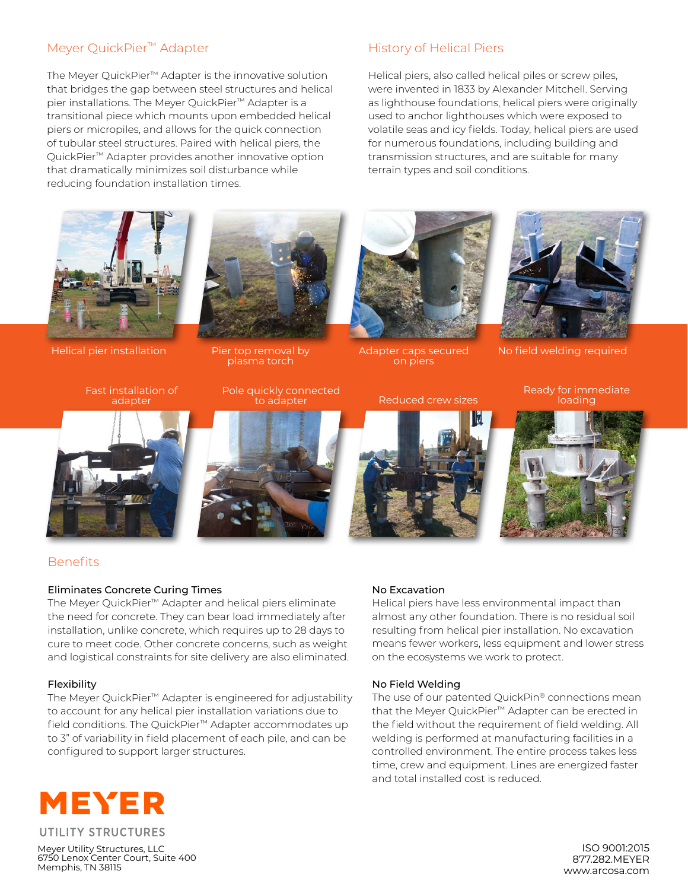## Meyer QuickPier™ Adapter

The Meyer QuickPier™ Adapter is the innovative solution that bridges the gap between steel structures and helical pier installations. The Meyer QuickPier™ Adapter is a transitional piece which mounts upon embedded helical piers or micropiles, and allows for the quick connection of tubular steel structures. Paired with helical piers, the QuickPier™ Adapter provides another innovative option that dramatically minimizes soil disturbance while reducing foundation installation times.

## History of Helical Piers

Helical piers, also called helical piles or screw piles, were invented in 1833 by Alexander Mitchell. Serving as lighthouse foundations, helical piers were originally used to anchor lighthouses which were exposed to volatile seas and icy fields. Today, helical piers are used for numerous foundations, including building and transmission structures, and are suitable for many terrain types and soil conditions.

Helical pier installation

Pier top removal by plasma torch

Adapter caps secured on piers

No field welding required

Fast installation of adapter

Pole quickly connected to adapter

Reduced crew sizes

Ready for immediate loading

## Benefits

**Eliminates Concrete Curing Times**
The Meyer QuickPier™ Adapter and helical piers eliminate the need for concrete. They can bear load immediately after installation, unlike concrete, which requires up to 28 days to cure to meet code. Other concrete concerns, such as weight and logistical constraints for site delivery are also eliminated.

**Flexibility**
The Meyer QuickPier™ Adapter is engineered for adjustability to account for any helical pier installation variations due to field conditions. The QuickPier™ Adapter accommodates up to 3" of variability in field placement of each pile, and can be configured to support larger structures.

**No Excavation**
Helical piers have less environmental impact than almost any other foundation. There is no residual soil resulting from helical pier installation. No excavation means fewer workers, less equipment and lower stress on the ecosystems we work to protect.

**No Field Welding**
The use of our patented QuickPin® connections mean that the Meyer QuickPier™ Adapter can be erected in the field without the requirement of field welding. All welding is performed at manufacturing facilities in a controlled environment. The entire process takes less time, crew and equipment. Lines are energized faster and total installed cost is reduced.

MEYER
UTILITY STRUCTURES

Meyer Utility Structures, LLC
6750 Lenox Center Court, Suite 400
Memphis, TN 38115

ISO 9001:2015
877.282.MEYER
www.arcosa.com